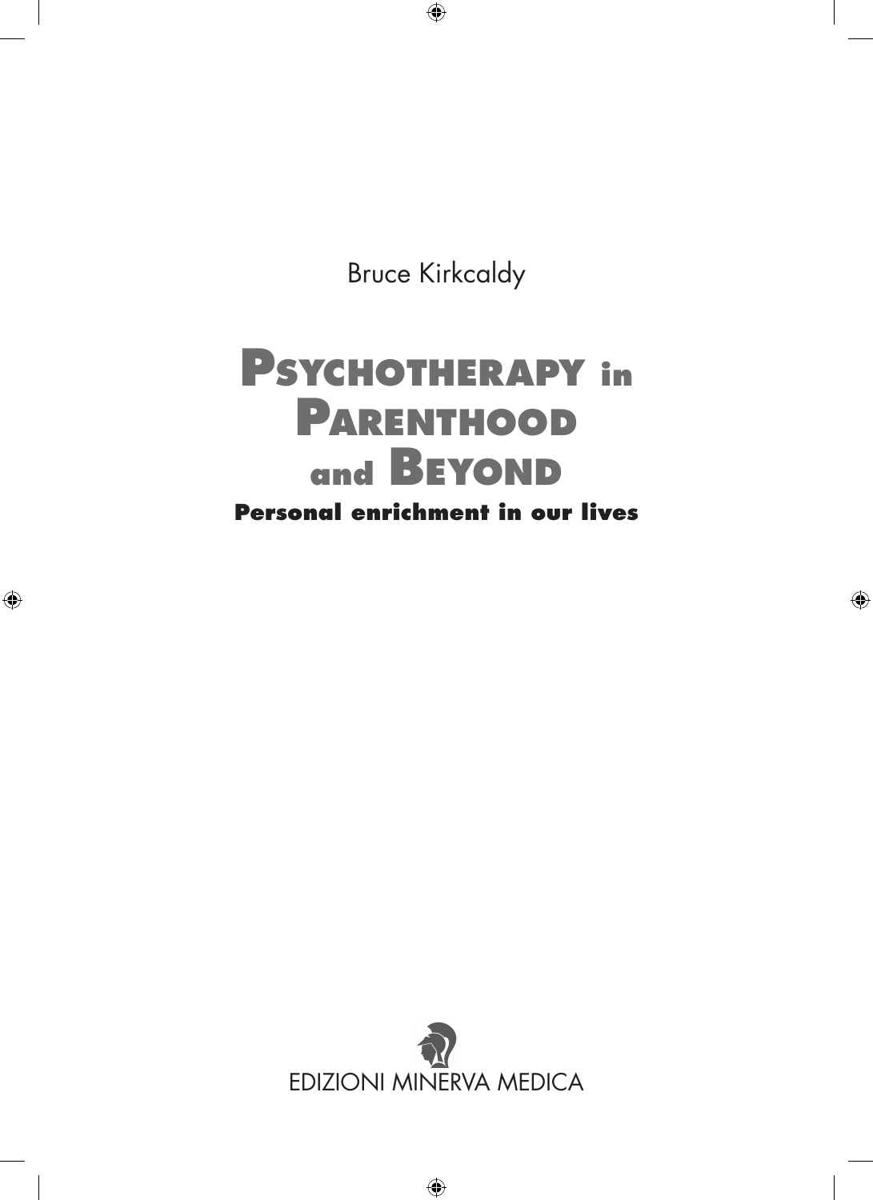Bruce Kirkcaldy

# Psychotherapy in Parenthood and Beyond

**Personal enrichment in our lives**

EDIZIONI MINERVA MEDICA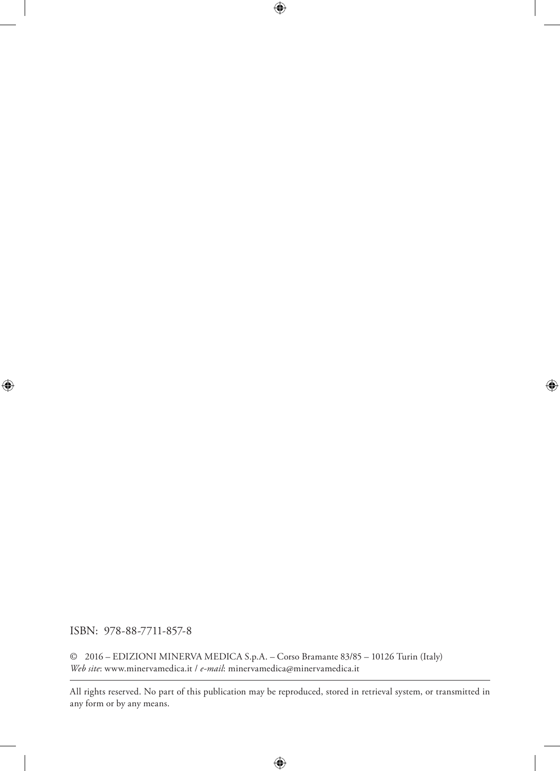ISBN: 978-88-7711-857-8

© 2016 – EDIZIONI MINERVA MEDICA S.p.A. – Corso Bramante 83/85 – 10126 Turin (Italy)
*Web site*: www.minervamedica.it / *e-mail*: minervamedica@minervamedica.it

---

All rights reserved. No part of this publication may be reproduced, stored in retrieval system, or transmitted in any form or by any means.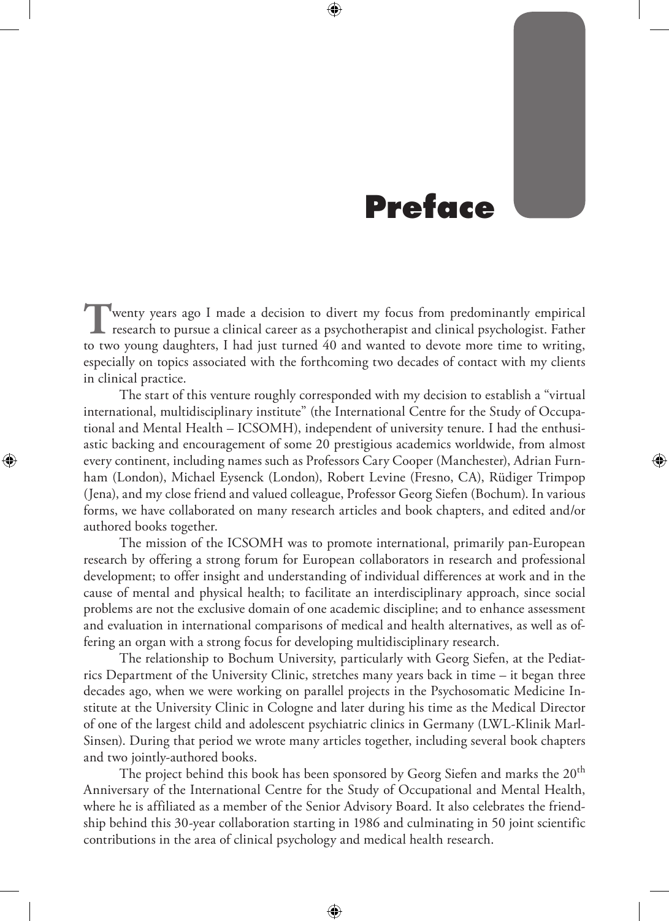# Preface

Twenty years ago I made a decision to divert my focus from predominantly empirical research to pursue a clinical career as a psychotherapist and clinical psychologist. Father to two young daughters, I had just turned 40 and wanted to devote more time to writing, especially on topics associated with the forthcoming two decades of contact with my clients in clinical practice.

The start of this venture roughly corresponded with my decision to establish a "virtual international, multidisciplinary institute" (the International Centre for the Study of Occupational and Mental Health – ICSOMH), independent of university tenure. I had the enthusiastic backing and encouragement of some 20 prestigious academics worldwide, from almost every continent, including names such as Professors Cary Cooper (Manchester), Adrian Furnham (London), Michael Eysenck (London), Robert Levine (Fresno, CA), Rüdiger Trimpop (Jena), and my close friend and valued colleague, Professor Georg Siefen (Bochum). In various forms, we have collaborated on many research articles and book chapters, and edited and/or authored books together.

The mission of the ICSOMH was to promote international, primarily pan-European research by offering a strong forum for European collaborators in research and professional development; to offer insight and understanding of individual differences at work and in the cause of mental and physical health; to facilitate an interdisciplinary approach, since social problems are not the exclusive domain of one academic discipline; and to enhance assessment and evaluation in international comparisons of medical and health alternatives, as well as offering an organ with a strong focus for developing multidisciplinary research.

The relationship to Bochum University, particularly with Georg Siefen, at the Pediatrics Department of the University Clinic, stretches many years back in time – it began three decades ago, when we were working on parallel projects in the Psychosomatic Medicine Institute at the University Clinic in Cologne and later during his time as the Medical Director of one of the largest child and adolescent psychiatric clinics in Germany (LWL-Klinik Marl-Sinsen). During that period we wrote many articles together, including several book chapters and two jointly-authored books.

The project behind this book has been sponsored by Georg Siefen and marks the 20th Anniversary of the International Centre for the Study of Occupational and Mental Health, where he is affiliated as a member of the Senior Advisory Board. It also celebrates the friendship behind this 30-year collaboration starting in 1986 and culminating in 50 joint scientific contributions in the area of clinical psychology and medical health research.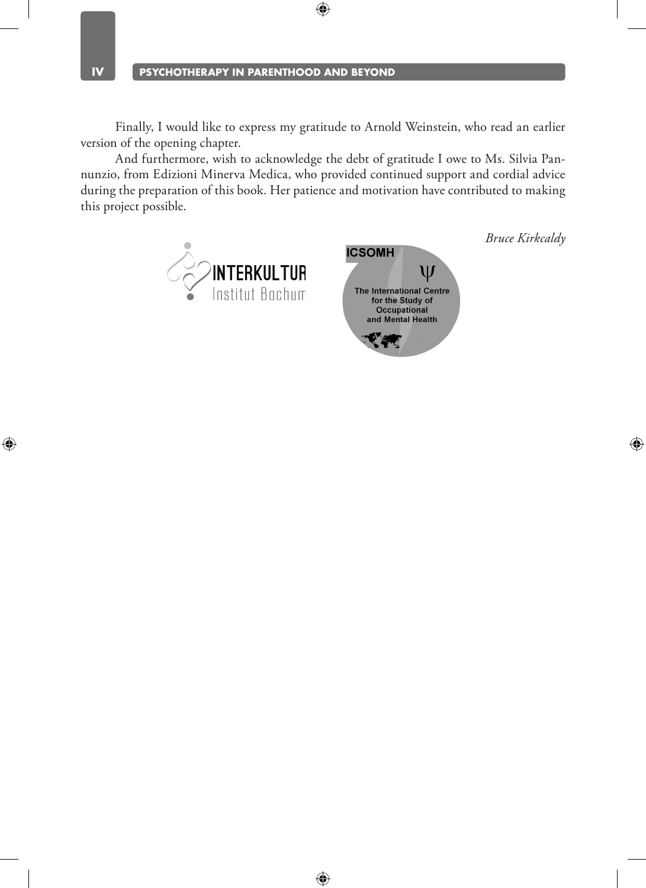Finally, I would like to express my gratitude to Arnold Weinstein, who read an earlier version of the opening chapter.

And furthermore, wish to acknowledge the debt of gratitude I owe to Ms. Silvia Pannunzio, from Edizioni Minerva Medica, who provided continued support and cordial advice during the preparation of this book. Her patience and motivation have contributed to making this project possible.

*Bruce Kirkcaldy*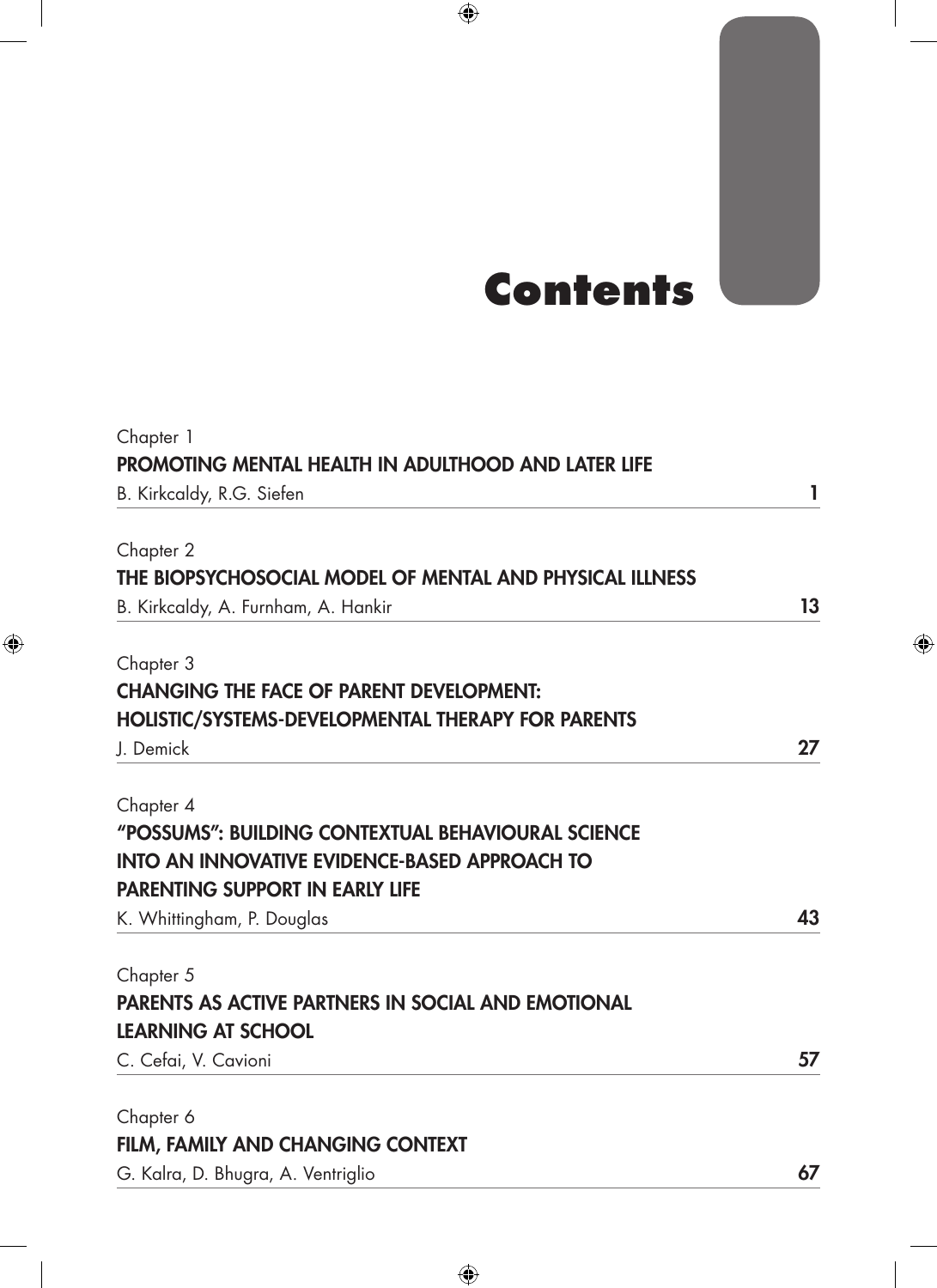# Contents

Chapter 1
**PROMOTING MENTAL HEALTH IN ADULTHOOD AND LATER LIFE**
B. Kirkcaldy, R.G. Siefen **1**

Chapter 2
**THE BIOPSYCHOSOCIAL MODEL OF MENTAL AND PHYSICAL ILLNESS**
B. Kirkcaldy, A. Furnham, A. Hankir **13**

Chapter 3
**CHANGING THE FACE OF PARENT DEVELOPMENT: HOLISTIC/SYSTEMS-DEVELOPMENTAL THERAPY FOR PARENTS**
J. Demick **27**

Chapter 4
**"POSSUMS": BUILDING CONTEXTUAL BEHAVIOURAL SCIENCE INTO AN INNOVATIVE EVIDENCE-BASED APPROACH TO PARENTING SUPPORT IN EARLY LIFE**
K. Whittingham, P. Douglas **43**

Chapter 5
**PARENTS AS ACTIVE PARTNERS IN SOCIAL AND EMOTIONAL LEARNING AT SCHOOL**
C. Cefai, V. Cavioni **57**

Chapter 6
**FILM, FAMILY AND CHANGING CONTEXT**
G. Kalra, D. Bhugra, A. Ventriglio **67**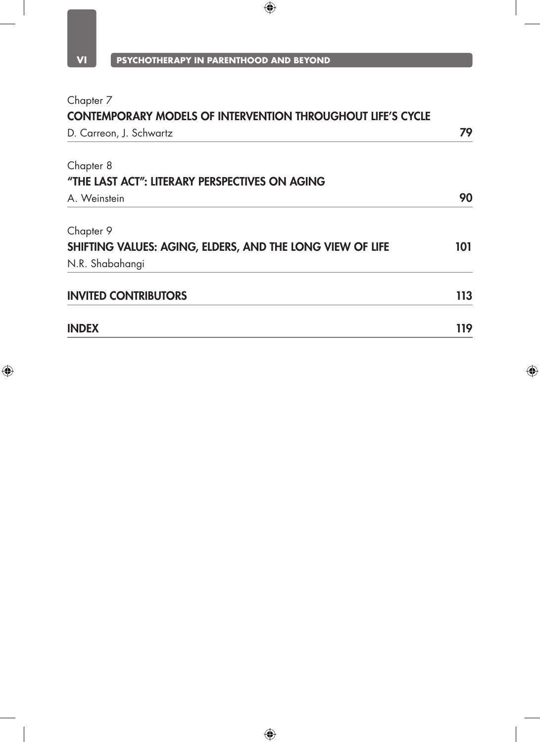Chapter 7
**CONTEMPORARY MODELS OF INTERVENTION THROUGHOUT LIFE'S CYCLE**
D. Carreon, J. Schwartz **79**

---

Chapter 8
**"THE LAST ACT": LITERARY PERSPECTIVES ON AGING**
A. Weinstein **90**

---

Chapter 9
**SHIFTING VALUES: AGING, ELDERS, AND THE LONG VIEW OF LIFE** **101**
N.R. Shabahangi

---

**INVITED CONTRIBUTORS** **113**

---

**INDEX** **119**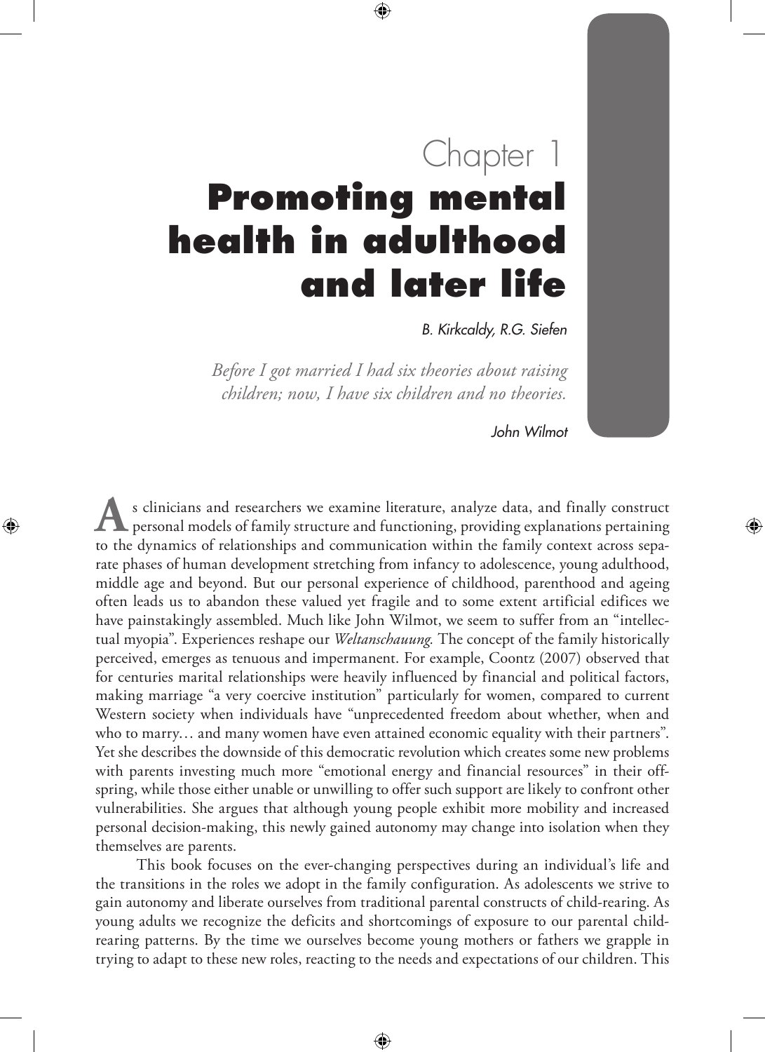Chapter 1

# Promoting mental health in adulthood and later life

*B. Kirkcaldy, R.G. Siefen*

*Before I got married I had six theories about raising children; now, I have six children and no theories.*

John Wilmot

As clinicians and researchers we examine literature, analyze data, and finally construct personal models of family structure and functioning, providing explanations pertaining to the dynamics of relationships and communication within the family context across separate phases of human development stretching from infancy to adolescence, young adulthood, middle age and beyond. But our personal experience of childhood, parenthood and ageing often leads us to abandon these valued yet fragile and to some extent artificial edifices we have painstakingly assembled. Much like John Wilmot, we seem to suffer from an "intellectual myopia". Experiences reshape our *Weltanschauung*. The concept of the family historically perceived, emerges as tenuous and impermanent. For example, Coontz (2007) observed that for centuries marital relationships were heavily influenced by financial and political factors, making marriage "a very coercive institution" particularly for women, compared to current Western society when individuals have "unprecedented freedom about whether, when and who to marry… and many women have even attained economic equality with their partners". Yet she describes the downside of this democratic revolution which creates some new problems with parents investing much more "emotional energy and financial resources" in their offspring, while those either unable or unwilling to offer such support are likely to confront other vulnerabilities. She argues that although young people exhibit more mobility and increased personal decision-making, this newly gained autonomy may change into isolation when they themselves are parents.

This book focuses on the ever-changing perspectives during an individual's life and the transitions in the roles we adopt in the family configuration. As adolescents we strive to gain autonomy and liberate ourselves from traditional parental constructs of child-rearing. As young adults we recognize the deficits and shortcomings of exposure to our parental child-rearing patterns. By the time we ourselves become young mothers or fathers we grapple in trying to adapt to these new roles, reacting to the needs and expectations of our children. This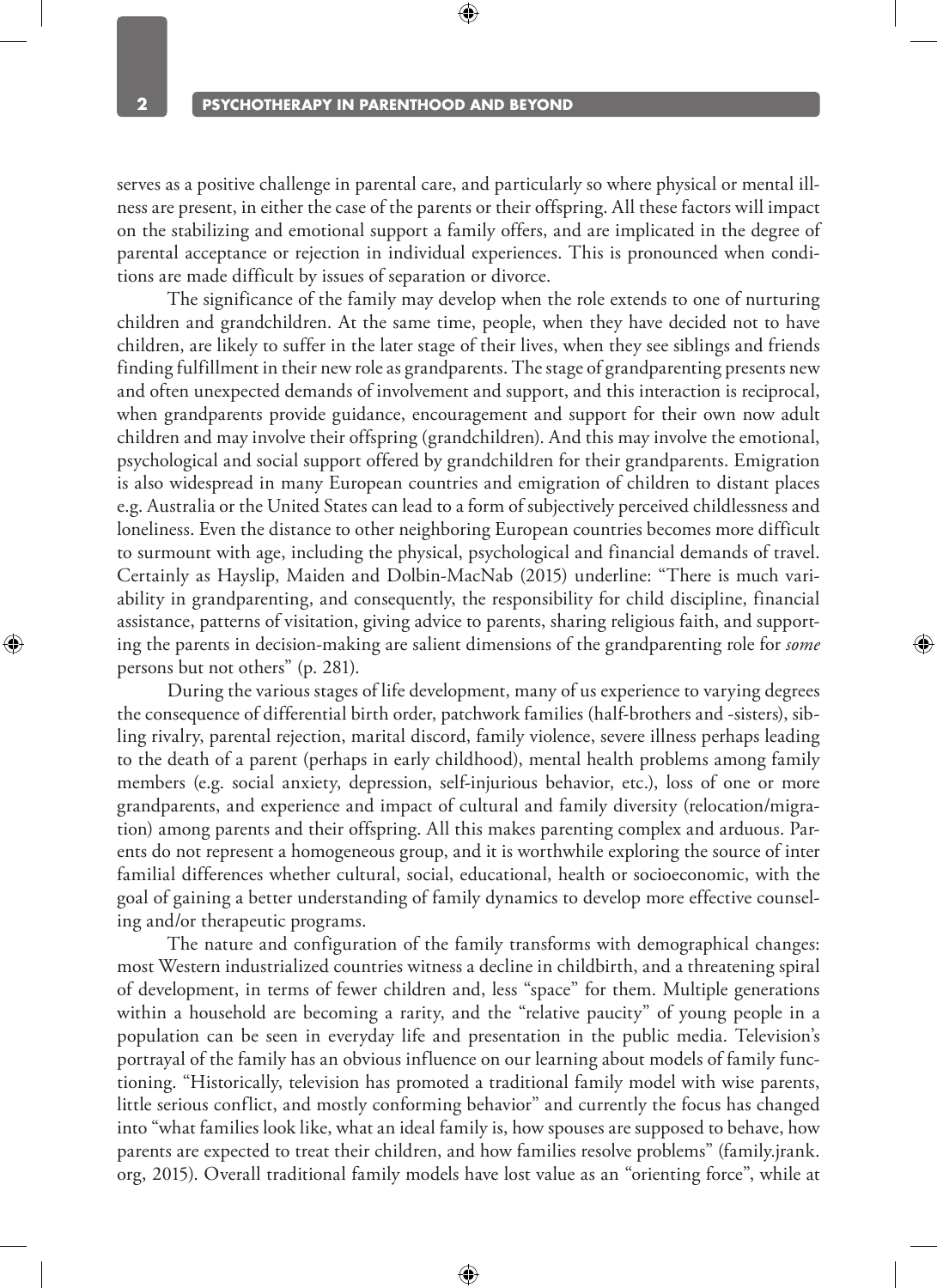serves as a positive challenge in parental care, and particularly so where physical or mental illness are present, in either the case of the parents or their offspring. All these factors will impact on the stabilizing and emotional support a family offers, and are implicated in the degree of parental acceptance or rejection in individual experiences. This is pronounced when conditions are made difficult by issues of separation or divorce.

The significance of the family may develop when the role extends to one of nurturing children and grandchildren. At the same time, people, when they have decided not to have children, are likely to suffer in the later stage of their lives, when they see siblings and friends finding fulfillment in their new role as grandparents. The stage of grandparenting presents new and often unexpected demands of involvement and support, and this interaction is reciprocal, when grandparents provide guidance, encouragement and support for their own now adult children and may involve their offspring (grandchildren). And this may involve the emotional, psychological and social support offered by grandchildren for their grandparents. Emigration is also widespread in many European countries and emigration of children to distant places e.g. Australia or the United States can lead to a form of subjectively perceived childlessness and loneliness. Even the distance to other neighboring European countries becomes more difficult to surmount with age, including the physical, psychological and financial demands of travel. Certainly as Hayslip, Maiden and Dolbin-MacNab (2015) underline: "There is much variability in grandparenting, and consequently, the responsibility for child discipline, financial assistance, patterns of visitation, giving advice to parents, sharing religious faith, and supporting the parents in decision-making are salient dimensions of the grandparenting role for *some* persons but not others" (p. 281).

During the various stages of life development, many of us experience to varying degrees the consequence of differential birth order, patchwork families (half-brothers and -sisters), sibling rivalry, parental rejection, marital discord, family violence, severe illness perhaps leading to the death of a parent (perhaps in early childhood), mental health problems among family members (e.g. social anxiety, depression, self-injurious behavior, etc.), loss of one or more grandparents, and experience and impact of cultural and family diversity (relocation/migration) among parents and their offspring. All this makes parenting complex and arduous. Parents do not represent a homogeneous group, and it is worthwhile exploring the source of inter familial differences whether cultural, social, educational, health or socioeconomic, with the goal of gaining a better understanding of family dynamics to develop more effective counseling and/or therapeutic programs.

The nature and configuration of the family transforms with demographical changes: most Western industrialized countries witness a decline in childbirth, and a threatening spiral of development, in terms of fewer children and, less "space" for them. Multiple generations within a household are becoming a rarity, and the "relative paucity" of young people in a population can be seen in everyday life and presentation in the public media. Television's portrayal of the family has an obvious influence on our learning about models of family functioning. "Historically, television has promoted a traditional family model with wise parents, little serious conflict, and mostly conforming behavior" and currently the focus has changed into "what families look like, what an ideal family is, how spouses are supposed to behave, how parents are expected to treat their children, and how families resolve problems" (family.jrank.org, 2015). Overall traditional family models have lost value as an "orienting force", while at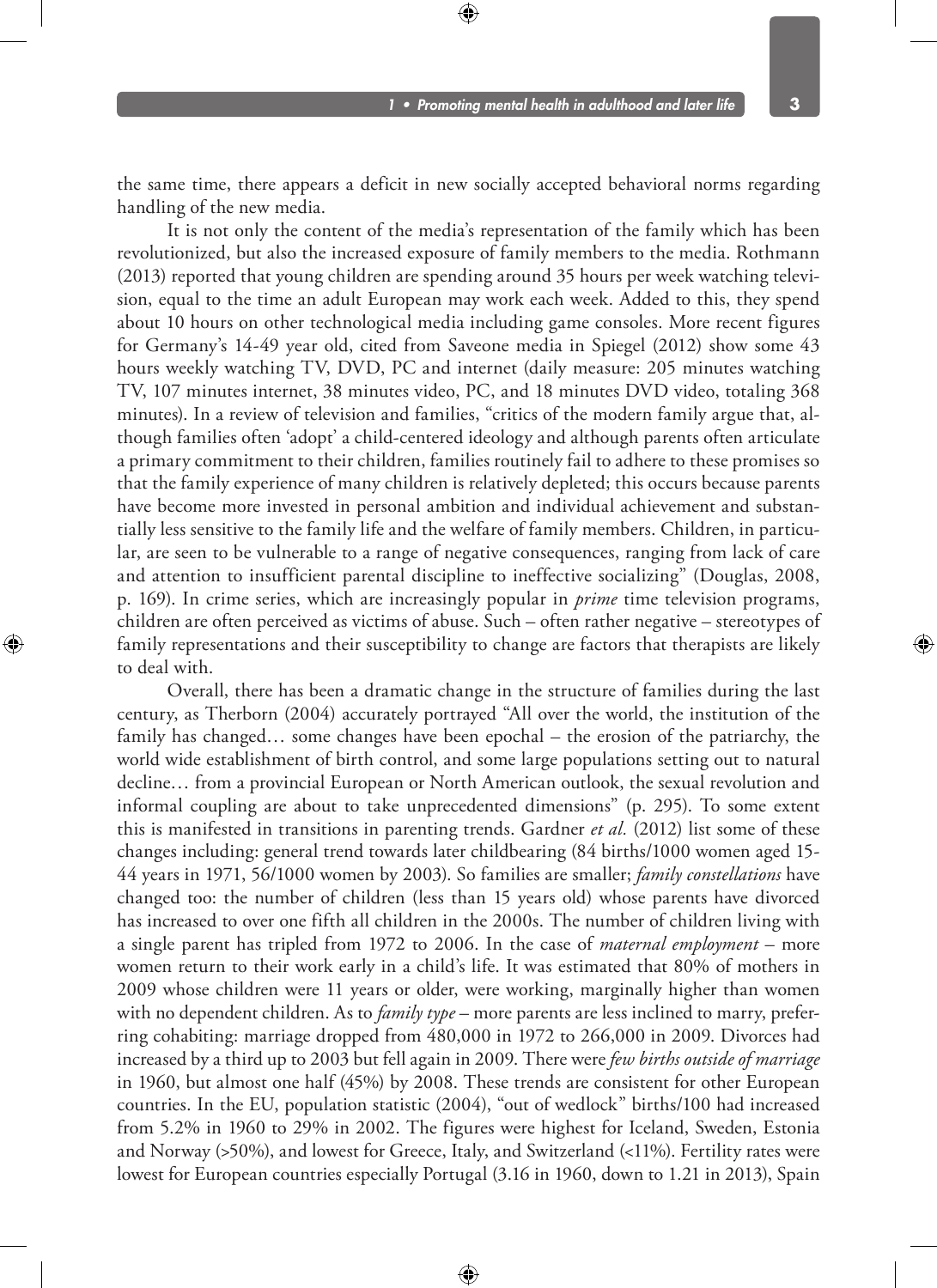the same time, there appears a deficit in new socially accepted behavioral norms regarding handling of the new media.

It is not only the content of the media's representation of the family which has been revolutionized, but also the increased exposure of family members to the media. Rothmann (2013) reported that young children are spending around 35 hours per week watching television, equal to the time an adult European may work each week. Added to this, they spend about 10 hours on other technological media including game consoles. More recent figures for Germany's 14-49 year old, cited from Saveone media in Spiegel (2012) show some 43 hours weekly watching TV, DVD, PC and internet (daily measure: 205 minutes watching TV, 107 minutes internet, 38 minutes video, PC, and 18 minutes DVD video, totaling 368 minutes). In a review of television and families, "critics of the modern family argue that, although families often 'adopt' a child-centered ideology and although parents often articulate a primary commitment to their children, families routinely fail to adhere to these promises so that the family experience of many children is relatively depleted; this occurs because parents have become more invested in personal ambition and individual achievement and substantially less sensitive to the family life and the welfare of family members. Children, in particular, are seen to be vulnerable to a range of negative consequences, ranging from lack of care and attention to insufficient parental discipline to ineffective socializing" (Douglas, 2008, p. 169). In crime series, which are increasingly popular in *prime* time television programs, children are often perceived as victims of abuse. Such – often rather negative – stereotypes of family representations and their susceptibility to change are factors that therapists are likely to deal with.

Overall, there has been a dramatic change in the structure of families during the last century, as Therborn (2004) accurately portrayed "All over the world, the institution of the family has changed… some changes have been epochal – the erosion of the patriarchy, the world wide establishment of birth control, and some large populations setting out to natural decline… from a provincial European or North American outlook, the sexual revolution and informal coupling are about to take unprecedented dimensions" (p. 295). To some extent this is manifested in transitions in parenting trends. Gardner *et al.* (2012) list some of these changes including: general trend towards later childbearing (84 births/1000 women aged 15-44 years in 1971, 56/1000 women by 2003). So families are smaller; *family constellations* have changed too: the number of children (less than 15 years old) whose parents have divorced has increased to over one fifth all children in the 2000s. The number of children living with a single parent has tripled from 1972 to 2006. In the case of *maternal employment* – more women return to their work early in a child's life. It was estimated that 80% of mothers in 2009 whose children were 11 years or older, were working, marginally higher than women with no dependent children. As to *family type* – more parents are less inclined to marry, preferring cohabiting: marriage dropped from 480,000 in 1972 to 266,000 in 2009. Divorces had increased by a third up to 2003 but fell again in 2009. There were *few births outside of marriage* in 1960, but almost one half (45%) by 2008. These trends are consistent for other European countries. In the EU, population statistic (2004), "out of wedlock" births/100 had increased from 5.2% in 1960 to 29% in 2002. The figures were highest for Iceland, Sweden, Estonia and Norway (>50%), and lowest for Greece, Italy, and Switzerland (<11%). Fertility rates were lowest for European countries especially Portugal (3.16 in 1960, down to 1.21 in 2013), Spain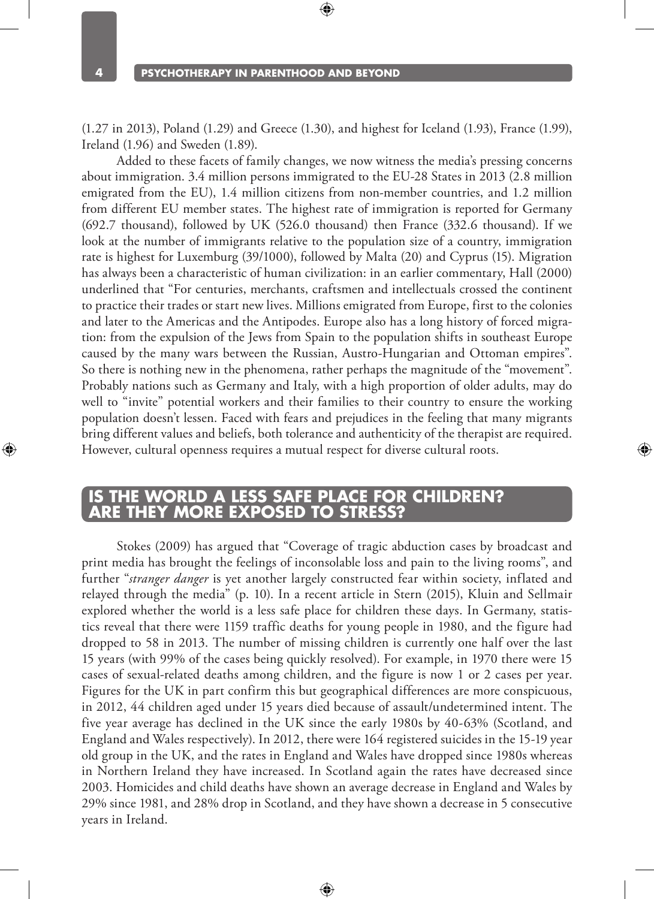(1.27 in 2013), Poland (1.29) and Greece (1.30), and highest for Iceland (1.93), France (1.99), Ireland (1.96) and Sweden (1.89).

Added to these facets of family changes, we now witness the media's pressing concerns about immigration. 3.4 million persons immigrated to the EU-28 States in 2013 (2.8 million emigrated from the EU), 1.4 million citizens from non-member countries, and 1.2 million from different EU member states. The highest rate of immigration is reported for Germany (692.7 thousand), followed by UK (526.0 thousand) then France (332.6 thousand). If we look at the number of immigrants relative to the population size of a country, immigration rate is highest for Luxemburg (39/1000), followed by Malta (20) and Cyprus (15). Migration has always been a characteristic of human civilization: in an earlier commentary, Hall (2000) underlined that "For centuries, merchants, craftsmen and intellectuals crossed the continent to practice their trades or start new lives. Millions emigrated from Europe, first to the colonies and later to the Americas and the Antipodes. Europe also has a long history of forced migration: from the expulsion of the Jews from Spain to the population shifts in southeast Europe caused by the many wars between the Russian, Austro-Hungarian and Ottoman empires". So there is nothing new in the phenomena, rather perhaps the magnitude of the "movement". Probably nations such as Germany and Italy, with a high proportion of older adults, may do well to "invite" potential workers and their families to their country to ensure the working population doesn't lessen. Faced with fears and prejudices in the feeling that many migrants bring different values and beliefs, both tolerance and authenticity of the therapist are required. However, cultural openness requires a mutual respect for diverse cultural roots.

## IS THE WORLD A LESS SAFE PLACE FOR CHILDREN? ARE THEY MORE EXPOSED TO STRESS?

Stokes (2009) has argued that "Coverage of tragic abduction cases by broadcast and print media has brought the feelings of inconsolable loss and pain to the living rooms", and further "*stranger danger* is yet another largely constructed fear within society, inflated and relayed through the media" (p. 10). In a recent article in Stern (2015), Kluin and Sellmair explored whether the world is a less safe place for children these days. In Germany, statistics reveal that there were 1159 traffic deaths for young people in 1980, and the figure had dropped to 58 in 2013. The number of missing children is currently one half over the last 15 years (with 99% of the cases being quickly resolved). For example, in 1970 there were 15 cases of sexual-related deaths among children, and the figure is now 1 or 2 cases per year. Figures for the UK in part confirm this but geographical differences are more conspicuous, in 2012, 44 children aged under 15 years died because of assault/undetermined intent. The five year average has declined in the UK since the early 1980s by 40-63% (Scotland, and England and Wales respectively). In 2012, there were 164 registered suicides in the 15-19 year old group in the UK, and the rates in England and Wales have dropped since 1980s whereas in Northern Ireland they have increased. In Scotland again the rates have decreased since 2003. Homicides and child deaths have shown an average decrease in England and Wales by 29% since 1981, and 28% drop in Scotland, and they have shown a decrease in 5 consecutive years in Ireland.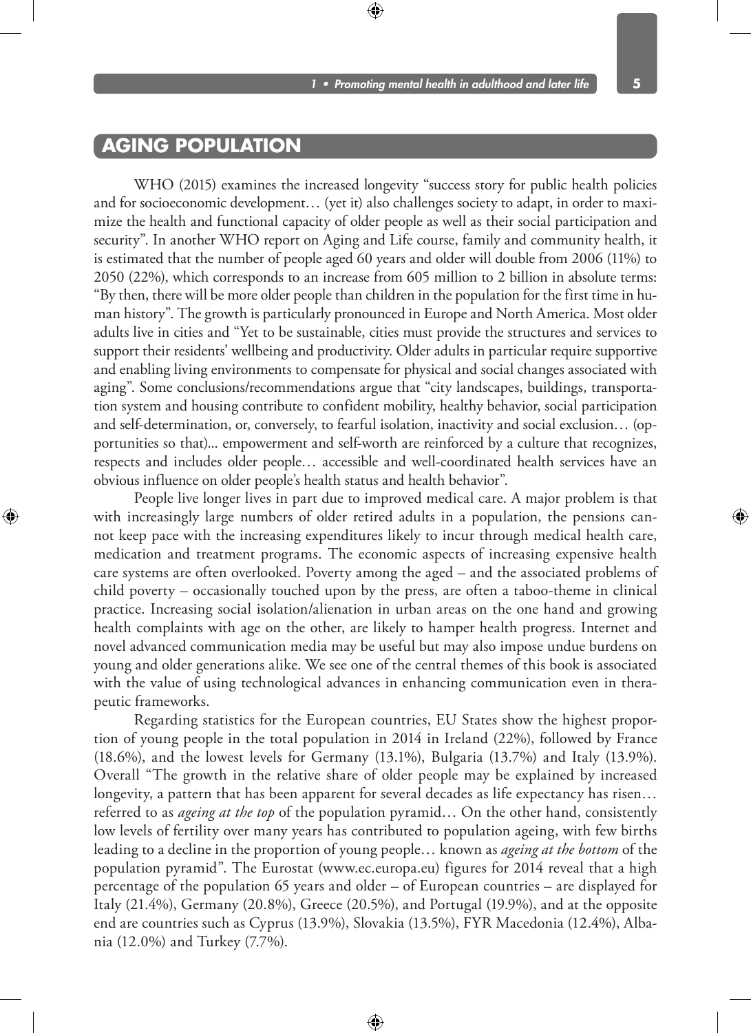## AGING POPULATION

WHO (2015) examines the increased longevity "success story for public health policies and for socioeconomic development… (yet it) also challenges society to adapt, in order to maximize the health and functional capacity of older people as well as their social participation and security". In another WHO report on Aging and Life course, family and community health, it is estimated that the number of people aged 60 years and older will double from 2006 (11%) to 2050 (22%), which corresponds to an increase from 605 million to 2 billion in absolute terms: "By then, there will be more older people than children in the population for the first time in human history". The growth is particularly pronounced in Europe and North America. Most older adults live in cities and "Yet to be sustainable, cities must provide the structures and services to support their residents' wellbeing and productivity. Older adults in particular require supportive and enabling living environments to compensate for physical and social changes associated with aging". Some conclusions/recommendations argue that "city landscapes, buildings, transportation system and housing contribute to confident mobility, healthy behavior, social participation and self-determination, or, conversely, to fearful isolation, inactivity and social exclusion… (opportunities so that)... empowerment and self-worth are reinforced by a culture that recognizes, respects and includes older people… accessible and well-coordinated health services have an obvious influence on older people's health status and health behavior".

People live longer lives in part due to improved medical care. A major problem is that with increasingly large numbers of older retired adults in a population, the pensions cannot keep pace with the increasing expenditures likely to incur through medical health care, medication and treatment programs. The economic aspects of increasing expensive health care systems are often overlooked. Poverty among the aged – and the associated problems of child poverty – occasionally touched upon by the press, are often a taboo-theme in clinical practice. Increasing social isolation/alienation in urban areas on the one hand and growing health complaints with age on the other, are likely to hamper health progress. Internet and novel advanced communication media may be useful but may also impose undue burdens on young and older generations alike. We see one of the central themes of this book is associated with the value of using technological advances in enhancing communication even in therapeutic frameworks.

Regarding statistics for the European countries, EU States show the highest proportion of young people in the total population in 2014 in Ireland (22%), followed by France (18.6%), and the lowest levels for Germany (13.1%), Bulgaria (13.7%) and Italy (13.9%). Overall "The growth in the relative share of older people may be explained by increased longevity, a pattern that has been apparent for several decades as life expectancy has risen… referred to as *ageing at the top* of the population pyramid… On the other hand, consistently low levels of fertility over many years has contributed to population ageing, with few births leading to a decline in the proportion of young people… known as *ageing at the bottom* of the population pyramid". The Eurostat (www.ec.europa.eu) figures for 2014 reveal that a high percentage of the population 65 years and older – of European countries – are displayed for Italy (21.4%), Germany (20.8%), Greece (20.5%), and Portugal (19.9%), and at the opposite end are countries such as Cyprus (13.9%), Slovakia (13.5%), FYR Macedonia (12.4%), Albania (12.0%) and Turkey (7.7%).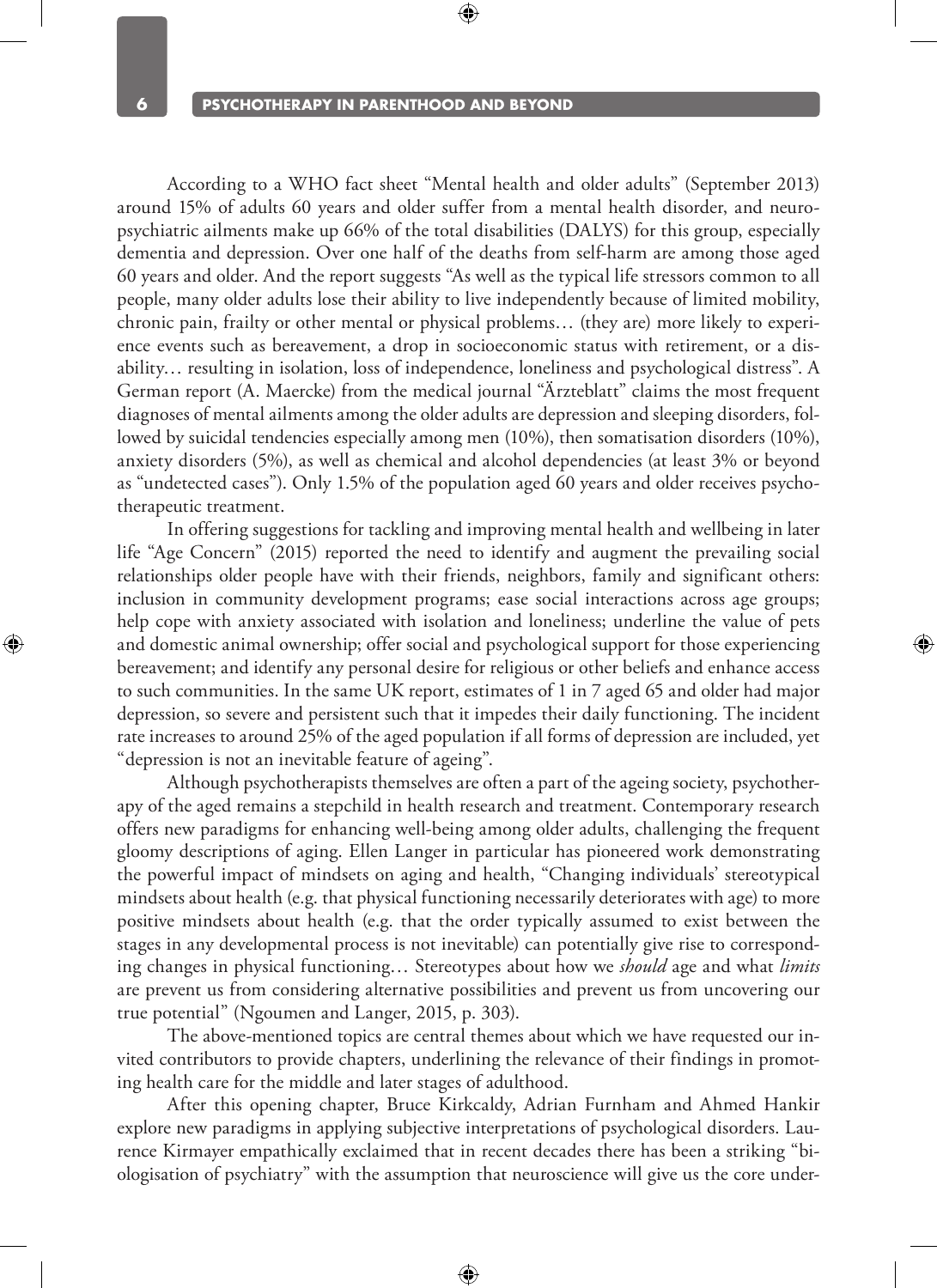According to a WHO fact sheet "Mental health and older adults" (September 2013) around 15% of adults 60 years and older suffer from a mental health disorder, and neuropsychiatric ailments make up 66% of the total disabilities (DALYS) for this group, especially dementia and depression. Over one half of the deaths from self-harm are among those aged 60 years and older. And the report suggests "As well as the typical life stressors common to all people, many older adults lose their ability to live independently because of limited mobility, chronic pain, frailty or other mental or physical problems… (they are) more likely to experience events such as bereavement, a drop in socioeconomic status with retirement, or a disability… resulting in isolation, loss of independence, loneliness and psychological distress". A German report (A. Maercke) from the medical journal "Ärzteblatt" claims the most frequent diagnoses of mental ailments among the older adults are depression and sleeping disorders, followed by suicidal tendencies especially among men (10%), then somatisation disorders (10%), anxiety disorders (5%), as well as chemical and alcohol dependencies (at least 3% or beyond as "undetected cases"). Only 1.5% of the population aged 60 years and older receives psychotherapeutic treatment.

In offering suggestions for tackling and improving mental health and wellbeing in later life "Age Concern" (2015) reported the need to identify and augment the prevailing social relationships older people have with their friends, neighbors, family and significant others: inclusion in community development programs; ease social interactions across age groups; help cope with anxiety associated with isolation and loneliness; underline the value of pets and domestic animal ownership; offer social and psychological support for those experiencing bereavement; and identify any personal desire for religious or other beliefs and enhance access to such communities. In the same UK report, estimates of 1 in 7 aged 65 and older had major depression, so severe and persistent such that it impedes their daily functioning. The incident rate increases to around 25% of the aged population if all forms of depression are included, yet "depression is not an inevitable feature of ageing".

Although psychotherapists themselves are often a part of the ageing society, psychotherapy of the aged remains a stepchild in health research and treatment. Contemporary research offers new paradigms for enhancing well-being among older adults, challenging the frequent gloomy descriptions of aging. Ellen Langer in particular has pioneered work demonstrating the powerful impact of mindsets on aging and health, "Changing individuals' stereotypical mindsets about health (e.g. that physical functioning necessarily deteriorates with age) to more positive mindsets about health (e.g. that the order typically assumed to exist between the stages in any developmental process is not inevitable) can potentially give rise to corresponding changes in physical functioning… Stereotypes about how we *should* age and what *limits* are prevent us from considering alternative possibilities and prevent us from uncovering our true potential" (Ngoumen and Langer, 2015, p. 303).

The above-mentioned topics are central themes about which we have requested our invited contributors to provide chapters, underlining the relevance of their findings in promoting health care for the middle and later stages of adulthood.

After this opening chapter, Bruce Kirkcaldy, Adrian Furnham and Ahmed Hankir explore new paradigms in applying subjective interpretations of psychological disorders. Laurence Kirmayer empathically exclaimed that in recent decades there has been a striking "biologisation of psychiatry" with the assumption that neuroscience will give us the core under-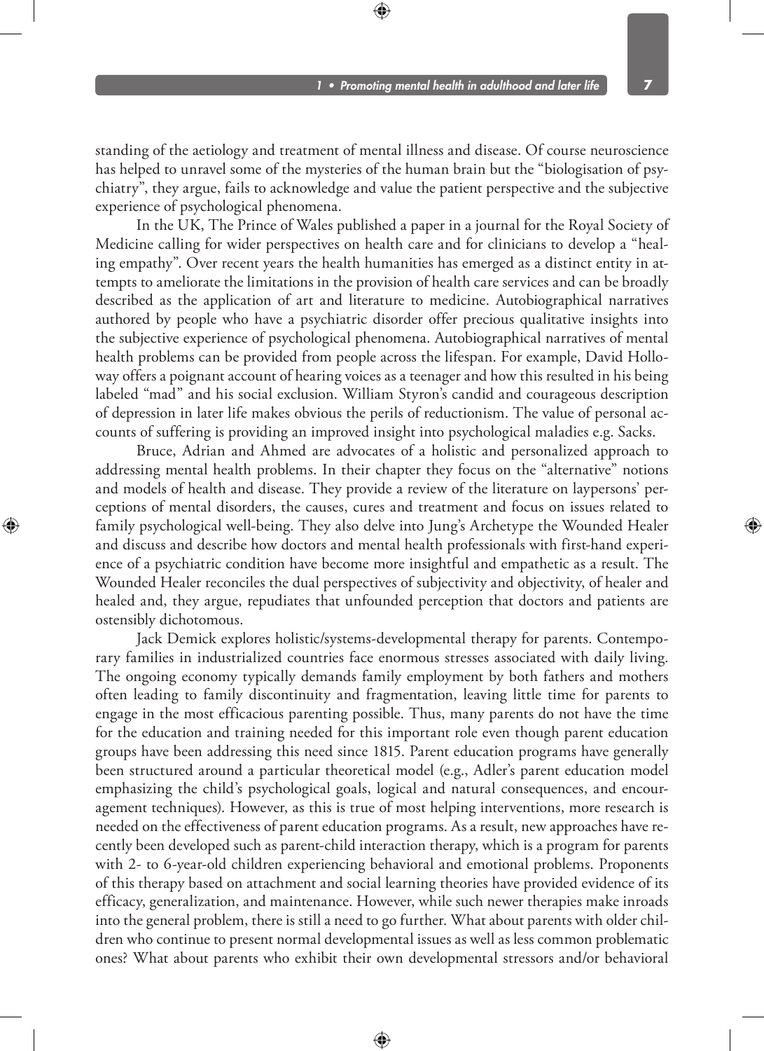standing of the aetiology and treatment of mental illness and disease. Of course neuroscience has helped to unravel some of the mysteries of the human brain but the "biologisation of psychiatry", they argue, fails to acknowledge and value the patient perspective and the subjective experience of psychological phenomena.

In the UK, The Prince of Wales published a paper in a journal for the Royal Society of Medicine calling for wider perspectives on health care and for clinicians to develop a "healing empathy". Over recent years the health humanities has emerged as a distinct entity in attempts to ameliorate the limitations in the provision of health care services and can be broadly described as the application of art and literature to medicine. Autobiographical narratives authored by people who have a psychiatric disorder offer precious qualitative insights into the subjective experience of psychological phenomena. Autobiographical narratives of mental health problems can be provided from people across the lifespan. For example, David Holloway offers a poignant account of hearing voices as a teenager and how this resulted in his being labeled "mad" and his social exclusion. William Styron's candid and courageous description of depression in later life makes obvious the perils of reductionism. The value of personal accounts of suffering is providing an improved insight into psychological maladies e.g. Sacks.

Bruce, Adrian and Ahmed are advocates of a holistic and personalized approach to addressing mental health problems. In their chapter they focus on the "alternative" notions and models of health and disease. They provide a review of the literature on laypersons' perceptions of mental disorders, the causes, cures and treatment and focus on issues related to family psychological well-being. They also delve into Jung's Archetype the Wounded Healer and discuss and describe how doctors and mental health professionals with first-hand experience of a psychiatric condition have become more insightful and empathetic as a result. The Wounded Healer reconciles the dual perspectives of subjectivity and objectivity, of healer and healed and, they argue, repudiates that unfounded perception that doctors and patients are ostensibly dichotomous.

Jack Demick explores holistic/systems-developmental therapy for parents. Contemporary families in industrialized countries face enormous stresses associated with daily living. The ongoing economy typically demands family employment by both fathers and mothers often leading to family discontinuity and fragmentation, leaving little time for parents to engage in the most efficacious parenting possible. Thus, many parents do not have the time for the education and training needed for this important role even though parent education groups have been addressing this need since 1815. Parent education programs have generally been structured around a particular theoretical model (e.g., Adler's parent education model emphasizing the child's psychological goals, logical and natural consequences, and encouragement techniques). However, as this is true of most helping interventions, more research is needed on the effectiveness of parent education programs. As a result, new approaches have recently been developed such as parent-child interaction therapy, which is a program for parents with 2- to 6-year-old children experiencing behavioral and emotional problems. Proponents of this therapy based on attachment and social learning theories have provided evidence of its efficacy, generalization, and maintenance. However, while such newer therapies make inroads into the general problem, there is still a need to go further. What about parents with older children who continue to present normal developmental issues as well as less common problematic ones? What about parents who exhibit their own developmental stressors and/or behavioral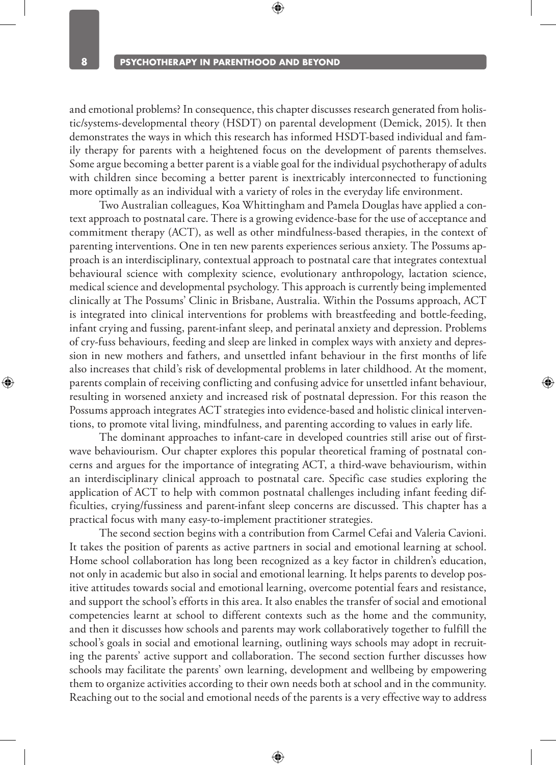and emotional problems? In consequence, this chapter discusses research generated from holistic/systems-developmental theory (HSDT) on parental development (Demick, 2015). It then demonstrates the ways in which this research has informed HSDT-based individual and family therapy for parents with a heightened focus on the development of parents themselves. Some argue becoming a better parent is a viable goal for the individual psychotherapy of adults with children since becoming a better parent is inextricably interconnected to functioning more optimally as an individual with a variety of roles in the everyday life environment.

Two Australian colleagues, Koa Whittingham and Pamela Douglas have applied a context approach to postnatal care. There is a growing evidence-base for the use of acceptance and commitment therapy (ACT), as well as other mindfulness-based therapies, in the context of parenting interventions. One in ten new parents experiences serious anxiety. The Possums approach is an interdisciplinary, contextual approach to postnatal care that integrates contextual behavioural science with complexity science, evolutionary anthropology, lactation science, medical science and developmental psychology. This approach is currently being implemented clinically at The Possums' Clinic in Brisbane, Australia. Within the Possums approach, ACT is integrated into clinical interventions for problems with breastfeeding and bottle-feeding, infant crying and fussing, parent-infant sleep, and perinatal anxiety and depression. Problems of cry-fuss behaviours, feeding and sleep are linked in complex ways with anxiety and depression in new mothers and fathers, and unsettled infant behaviour in the first months of life also increases that child's risk of developmental problems in later childhood. At the moment, parents complain of receiving conflicting and confusing advice for unsettled infant behaviour, resulting in worsened anxiety and increased risk of postnatal depression. For this reason the Possums approach integrates ACT strategies into evidence-based and holistic clinical interventions, to promote vital living, mindfulness, and parenting according to values in early life.

The dominant approaches to infant-care in developed countries still arise out of first-wave behaviourism. Our chapter explores this popular theoretical framing of postnatal concerns and argues for the importance of integrating ACT, a third-wave behaviourism, within an interdisciplinary clinical approach to postnatal care. Specific case studies exploring the application of ACT to help with common postnatal challenges including infant feeding difficulties, crying/fussiness and parent-infant sleep concerns are discussed. This chapter has a practical focus with many easy-to-implement practitioner strategies.

The second section begins with a contribution from Carmel Cefai and Valeria Cavioni. It takes the position of parents as active partners in social and emotional learning at school. Home school collaboration has long been recognized as a key factor in children's education, not only in academic but also in social and emotional learning. It helps parents to develop positive attitudes towards social and emotional learning, overcome potential fears and resistance, and support the school's efforts in this area. It also enables the transfer of social and emotional competencies learnt at school to different contexts such as the home and the community, and then it discusses how schools and parents may work collaboratively together to fulfill the school's goals in social and emotional learning, outlining ways schools may adopt in recruiting the parents' active support and collaboration. The second section further discusses how schools may facilitate the parents' own learning, development and wellbeing by empowering them to organize activities according to their own needs both at school and in the community. Reaching out to the social and emotional needs of the parents is a very effective way to address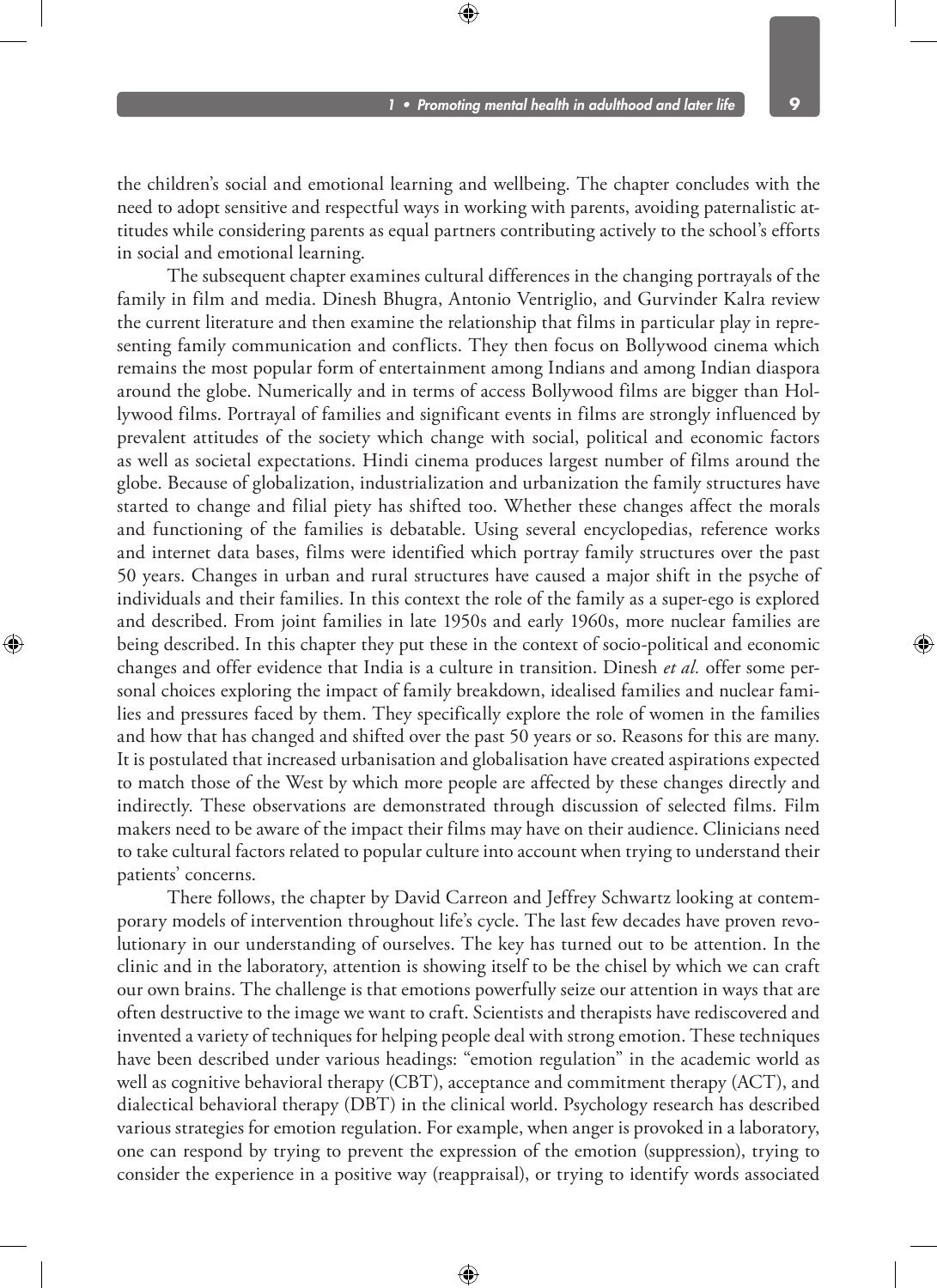the children's social and emotional learning and wellbeing. The chapter concludes with the need to adopt sensitive and respectful ways in working with parents, avoiding paternalistic attitudes while considering parents as equal partners contributing actively to the school's efforts in social and emotional learning.

The subsequent chapter examines cultural differences in the changing portrayals of the family in film and media. Dinesh Bhugra, Antonio Ventriglio, and Gurvinder Kalra review the current literature and then examine the relationship that films in particular play in representing family communication and conflicts. They then focus on Bollywood cinema which remains the most popular form of entertainment among Indians and among Indian diaspora around the globe. Numerically and in terms of access Bollywood films are bigger than Hollywood films. Portrayal of families and significant events in films are strongly influenced by prevalent attitudes of the society which change with social, political and economic factors as well as societal expectations. Hindi cinema produces largest number of films around the globe. Because of globalization, industrialization and urbanization the family structures have started to change and filial piety has shifted too. Whether these changes affect the morals and functioning of the families is debatable. Using several encyclopedias, reference works and internet data bases, films were identified which portray family structures over the past 50 years. Changes in urban and rural structures have caused a major shift in the psyche of individuals and their families. In this context the role of the family as a super-ego is explored and described. From joint families in late 1950s and early 1960s, more nuclear families are being described. In this chapter they put these in the context of socio-political and economic changes and offer evidence that India is a culture in transition. Dinesh *et al.* offer some personal choices exploring the impact of family breakdown, idealised families and nuclear families and pressures faced by them. They specifically explore the role of women in the families and how that has changed and shifted over the past 50 years or so. Reasons for this are many. It is postulated that increased urbanisation and globalisation have created aspirations expected to match those of the West by which more people are affected by these changes directly and indirectly. These observations are demonstrated through discussion of selected films. Film makers need to be aware of the impact their films may have on their audience. Clinicians need to take cultural factors related to popular culture into account when trying to understand their patients' concerns.

There follows, the chapter by David Carreon and Jeffrey Schwartz looking at contemporary models of intervention throughout life's cycle. The last few decades have proven revolutionary in our understanding of ourselves. The key has turned out to be attention. In the clinic and in the laboratory, attention is showing itself to be the chisel by which we can craft our own brains. The challenge is that emotions powerfully seize our attention in ways that are often destructive to the image we want to craft. Scientists and therapists have rediscovered and invented a variety of techniques for helping people deal with strong emotion. These techniques have been described under various headings: "emotion regulation" in the academic world as well as cognitive behavioral therapy (CBT), acceptance and commitment therapy (ACT), and dialectical behavioral therapy (DBT) in the clinical world. Psychology research has described various strategies for emotion regulation. For example, when anger is provoked in a laboratory, one can respond by trying to prevent the expression of the emotion (suppression), trying to consider the experience in a positive way (reappraisal), or trying to identify words associated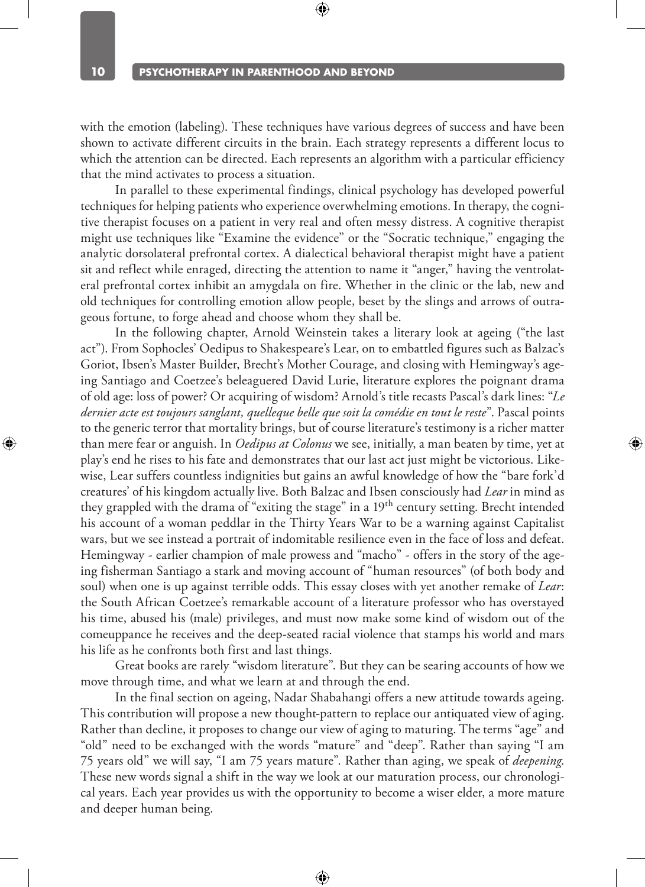with the emotion (labeling). These techniques have various degrees of success and have been shown to activate different circuits in the brain. Each strategy represents a different locus to which the attention can be directed. Each represents an algorithm with a particular efficiency that the mind activates to process a situation.

In parallel to these experimental findings, clinical psychology has developed powerful techniques for helping patients who experience overwhelming emotions. In therapy, the cognitive therapist focuses on a patient in very real and often messy distress. A cognitive therapist might use techniques like "Examine the evidence" or the "Socratic technique," engaging the analytic dorsolateral prefrontal cortex. A dialectical behavioral therapist might have a patient sit and reflect while enraged, directing the attention to name it "anger," having the ventrolateral prefrontal cortex inhibit an amygdala on fire. Whether in the clinic or the lab, new and old techniques for controlling emotion allow people, beset by the slings and arrows of outrageous fortune, to forge ahead and choose whom they shall be.

In the following chapter, Arnold Weinstein takes a literary look at ageing ("the last act"). From Sophocles' Oedipus to Shakespeare's Lear, on to embattled figures such as Balzac's Goriot, Ibsen's Master Builder, Brecht's Mother Courage, and closing with Hemingway's ageing Santiago and Coetzee's beleaguered David Lurie, literature explores the poignant drama of old age: loss of power? Or acquiring of wisdom? Arnold's title recasts Pascal's dark lines: "*Le dernier acte est toujours sanglant, quelleque belle que soit la comédie en tout le reste*". Pascal points to the generic terror that mortality brings, but of course literature's testimony is a richer matter than mere fear or anguish. In *Oedipus at Colonus* we see, initially, a man beaten by time, yet at play's end he rises to his fate and demonstrates that our last act just might be victorious. Likewise, Lear suffers countless indignities but gains an awful knowledge of how the "bare fork'd creatures' of his kingdom actually live. Both Balzac and Ibsen consciously had *Lear* in mind as they grappled with the drama of "exiting the stage" in a 19th century setting. Brecht intended his account of a woman peddlar in the Thirty Years War to be a warning against Capitalist wars, but we see instead a portrait of indomitable resilience even in the face of loss and defeat. Hemingway - earlier champion of male prowess and "macho" - offers in the story of the ageing fisherman Santiago a stark and moving account of "human resources" (of both body and soul) when one is up against terrible odds. This essay closes with yet another remake of *Lear*: the South African Coetzee's remarkable account of a literature professor who has overstayed his time, abused his (male) privileges, and must now make some kind of wisdom out of the comeuppance he receives and the deep-seated racial violence that stamps his world and mars his life as he confronts both first and last things.

Great books are rarely "wisdom literature". But they can be searing accounts of how we move through time, and what we learn at and through the end.

In the final section on ageing, Nadar Shabahangi offers a new attitude towards ageing. This contribution will propose a new thought-pattern to replace our antiquated view of aging. Rather than decline, it proposes to change our view of aging to maturing. The terms "age" and "old" need to be exchanged with the words "mature" and "deep". Rather than saying "I am 75 years old" we will say, "I am 75 years mature". Rather than aging, we speak of *deepening*. These new words signal a shift in the way we look at our maturation process, our chronological years. Each year provides us with the opportunity to become a wiser elder, a more mature and deeper human being.